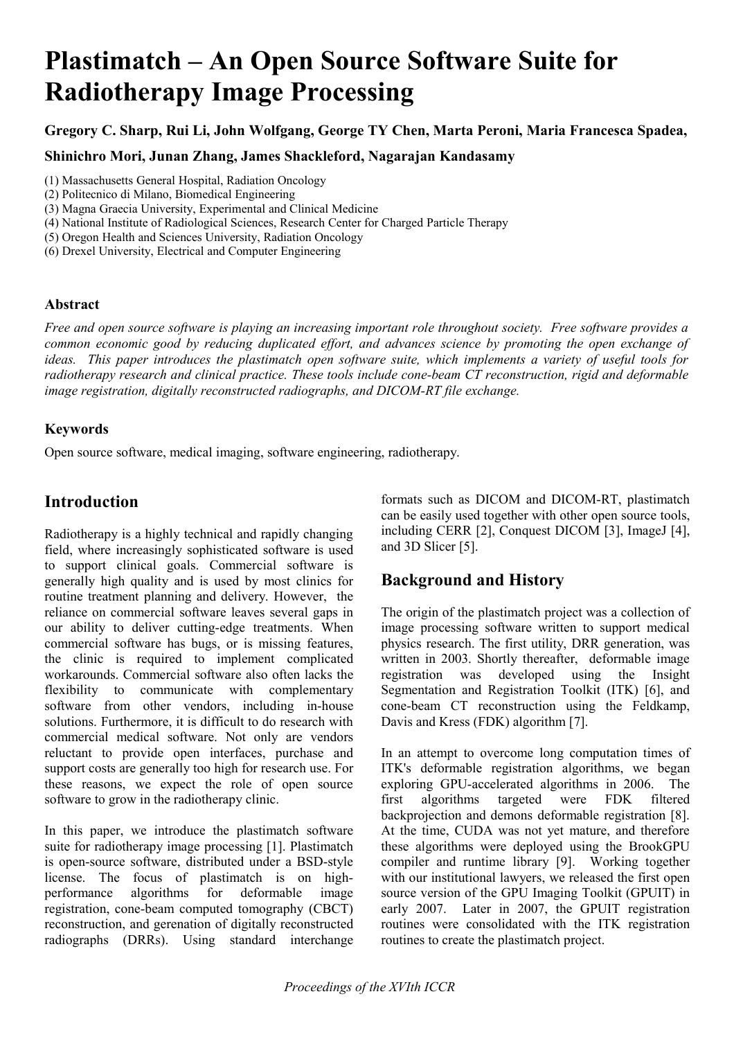# Plastimatch – An Open Source Software Suite for Radiotherapy Image Processing

**Gregory C. Sharp, Rui Li, John Wolfgang, George TY Chen, Marta Peroni, Maria Francesca Spadea,**

**Shinichro Mori, Junan Zhang, James Shackleford, Nagarajan Kandasamy**

(1) Massachusetts General Hospital, Radiation Oncology
(2) Politecnico di Milano, Biomedical Engineering
(3) Magna Graecia University, Experimental and Clinical Medicine
(4) National Institute of Radiological Sciences, Research Center for Charged Particle Therapy
(5) Oregon Health and Sciences University, Radiation Oncology
(6) Drexel University, Electrical and Computer Engineering

#### Abstract

*Free and open source software is playing an increasing important role throughout society. Free software provides a common economic good by reducing duplicated effort, and advances science by promoting the open exchange of ideas. This paper introduces the plastimatch open software suite, which implements a variety of useful tools for radiotherapy research and clinical practice. These tools include cone-beam CT reconstruction, rigid and deformable image registration, digitally reconstructed radiographs, and DICOM-RT file exchange.*

#### Keywords

Open source software, medical imaging, software engineering, radiotherapy.

## Introduction

Radiotherapy is a highly technical and rapidly changing field, where increasingly sophisticated software is used to support clinical goals. Commercial software is generally high quality and is used by most clinics for routine treatment planning and delivery. However, the reliance on commercial software leaves several gaps in our ability to deliver cutting-edge treatments. When commercial software has bugs, or is missing features, the clinic is required to implement complicated workarounds. Commercial software also often lacks the flexibility to communicate with complementary software from other vendors, including in-house solutions. Furthermore, it is difficult to do research with commercial medical software. Not only are vendors reluctant to provide open interfaces, purchase and support costs are generally too high for research use. For these reasons, we expect the role of open source software to grow in the radiotherapy clinic.

In this paper, we introduce the plastimatch software suite for radiotherapy image processing [1]. Plastimatch is open-source software, distributed under a BSD-style license. The focus of plastimatch is on high-performance algorithms for deformable image registration, cone-beam computed tomography (CBCT) reconstruction, and gereration of digitally reconstructed radiographs (DRRs). Using standard interchange formats such as DICOM and DICOM-RT, plastimatch can be easily used together with other open source tools, including CERR [2], Conquest DICOM [3], ImageJ [4], and 3D Slicer [5].

## Background and History

The origin of the plastimatch project was a collection of image processing software written to support medical physics research. The first utility, DRR generation, was written in 2003. Shortly thereafter, deformable image registration was developed using the Insight Segmentation and Registration Toolkit (ITK) [6], and cone-beam CT reconstruction using the Feldkamp, Davis and Kress (FDK) algorithm [7].

In an attempt to overcome long computation times of ITK's deformable registration algorithms, we began exploring GPU-accelerated algorithms in 2006. The first algorithms targeted were FDK filtered backprojection and demons deformable registration [8]. At the time, CUDA was not yet mature, and therefore these algorithms were deployed using the BrookGPU compiler and runtime library [9]. Working together with our institutional lawyers, we released the first open source version of the GPU Imaging Toolkit (GPUIT) in early 2007. Later in 2007, the GPUIT registration routines were consolidated with the ITK registration routines to create the plastimatch project.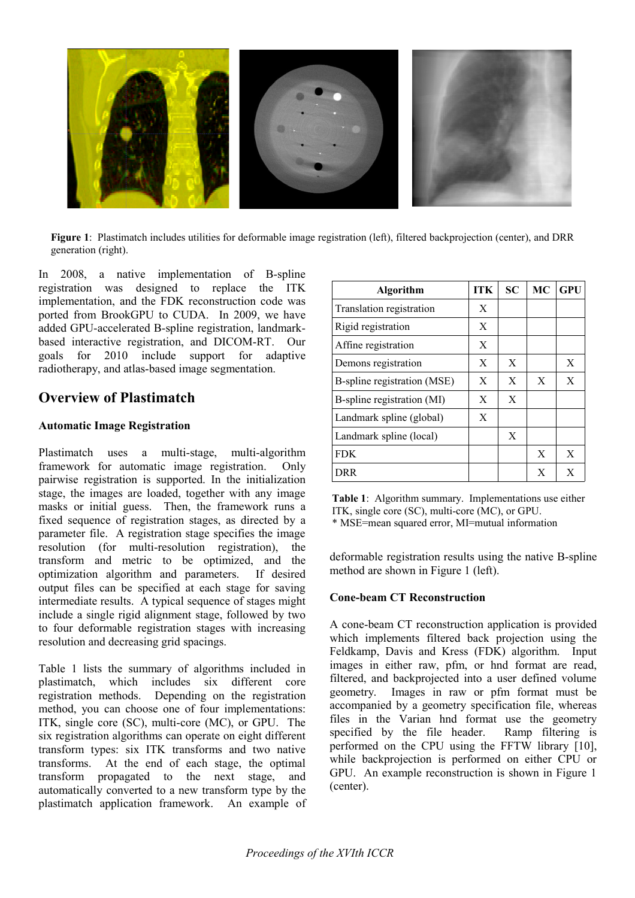**Figure 1**: Plastimatch includes utilities for deformable image registration (left), filtered backprojection (center), and DRR generation (right).

In 2008, a native implementation of B-spline registration was designed to replace the ITK implementation, and the FDK reconstruction code was ported from BrookGPU to CUDA. In 2009, we have added GPU-accelerated B-spline registration, landmark-based interactive registration, and DICOM-RT. Our goals for 2010 include support for adaptive radiotherapy, and atlas-based image segmentation.

## Overview of Plastimatch

### Automatic Image Registration

Plastimatch uses a multi-stage, multi-algorithm framework for automatic image registration. Only pairwise registration is supported. In the initialization stage, the images are loaded, together with any image masks or initial guess. Then, the framework runs a fixed sequence of registration stages, as directed by a parameter file. A registration stage specifies the image resolution (for multi-resolution registration), the transform and metric to be optimized, and the optimization algorithm and parameters. If desired output files can be specified at each stage for saving intermediate results. A typical sequence of stages might include a single rigid alignment stage, followed by two to four deformable registration stages with increasing resolution and decreasing grid spacings.

Table 1 lists the summary of algorithms included in plastimatch, which includes six different core registration methods. Depending on the registration method, you can choose one of four implementations: ITK, single core (SC), multi-core (MC), or GPU. The six registration algorithms can operate on eight different transform types: six ITK transforms and two native transforms. At the end of each stage, the optimal transform propagated to the next stage, and automatically converted to a new transform type by the plastimatch application framework. An example of deformable registration results using the native B-spline method are shown in Figure 1 (left).

| Algorithm | ITK | SC | MC | GPU |
|---|---|---|---|---|
| Translation registration | X | | | |
| Rigid registration | X | | | |
| Affine registration | X | | | |
| Demons registration | X | X | | X |
| B-spline registration (MSE) | X | X | X | X |
| B-spline registration (MI) | X | X | | |
| Landmark spline (global) | X | | | |
| Landmark spline (local) | | X | | |
| FDK | | | X | X |
| DRR | | | X | X |

**Table 1**: Algorithm summary. Implementations use either ITK, single core (SC), multi-core (MC), or GPU.
* MSE=mean squared error, MI=mutual information

### Cone-beam CT Reconstruction

A cone-beam CT reconstruction application is provided which implements filtered back projection using the Feldkamp, Davis and Kress (FDK) algorithm. Input images in either raw, pfm, or hnd format are read, filtered, and backprojected into a user defined volume geometry. Images in raw or pfm format must be accompanied by a geometry specification file, whereas files in the Varian hnd format use the geometry specified by the file header. Ramp filtering is performed on the CPU using the FFTW library [10], while backprojection is performed on either CPU or GPU. An example reconstruction is shown in Figure 1 (center).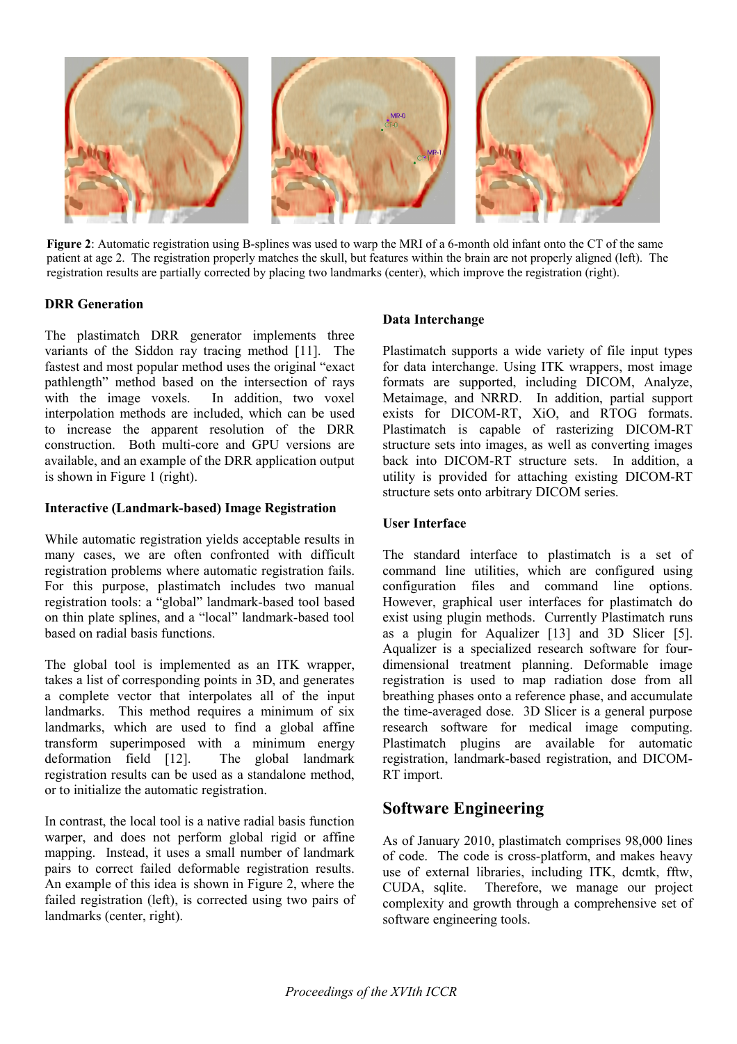**Figure 2**: Automatic registration using B-splines was used to warp the MRI of a 6-month old infant onto the CT of the same patient at age 2. The registration properly matches the skull, but features within the brain are not properly aligned (left). The registration results are partially corrected by placing two landmarks (center), which improve the registration (right).

### DRR Generation

The plastimatch DRR generator implements three variants of the Siddon ray tracing method [11]. The fastest and most popular method uses the original "exact pathlength" method based on the intersection of rays with the image voxels. In addition, two voxel interpolation methods are included, which can be used to increase the apparent resolution of the DRR construction. Both multi-core and GPU versions are available, and an example of the DRR application output is shown in Figure 1 (right).

### Interactive (Landmark-based) Image Registration

While automatic registration yields acceptable results in many cases, we are often confronted with difficult registration problems where automatic registration fails. For this purpose, plastimatch includes two manual registration tools: a "global" landmark-based tool based on thin plate splines, and a "local" landmark-based tool based on radial basis functions.

The global tool is implemented as an ITK wrapper, takes a list of corresponding points in 3D, and generates a complete vector that interpolates all of the input landmarks. This method requires a minimum of six landmarks, which are used to find a global affine transform superimposed with a minimum energy deformation field [12]. The global landmark registration results can be used as a standalone method, or to initialize the automatic registration.

In contrast, the local tool is a native radial basis function warper, and does not perform global rigid or affine mapping. Instead, it uses a small number of landmark pairs to correct failed deformable registration results. An example of this idea is shown in Figure 2, where the failed registration (left), is corrected using two pairs of landmarks (center, right).

### Data Interchange

Plastimatch supports a wide variety of file input types for data interchange. Using ITK wrappers, most image formats are supported, including DICOM, Analyze, Metaimage, and NRRD. In addition, partial support exists for DICOM-RT, XiO, and RTOG formats. Plastimatch is capable of rasterizing DICOM-RT structure sets into images, as well as converting images back into DICOM-RT structure sets. In addition, a utility is provided for attaching existing DICOM-RT structure sets onto arbitrary DICOM series.

### User Interface

The standard interface to plastimatch is a set of command line utilities, which are configured using configuration files and command line options. However, graphical user interfaces for plastimatch do exist using plugin methods. Currently Plastimatch runs as a plugin for Aqualizer [13] and 3D Slicer [5]. Aqualizer is a specialized research software for four-dimensional treatment planning. Deformable image registration is used to map radiation dose from all breathing phases onto a reference phase, and accumulate the time-averaged dose. 3D Slicer is a general purpose research software for medical image computing. Plastimatch plugins are available for automatic registration, landmark-based registration, and DICOM-RT import.

## Software Engineering

As of January 2010, plastimatch comprises 98,000 lines of code. The code is cross-platform, and makes heavy use of external libraries, including ITK, dcmtk, fftw, CUDA, sqlite. Therefore, we manage our project complexity and growth through a comprehensive set of software engineering tools.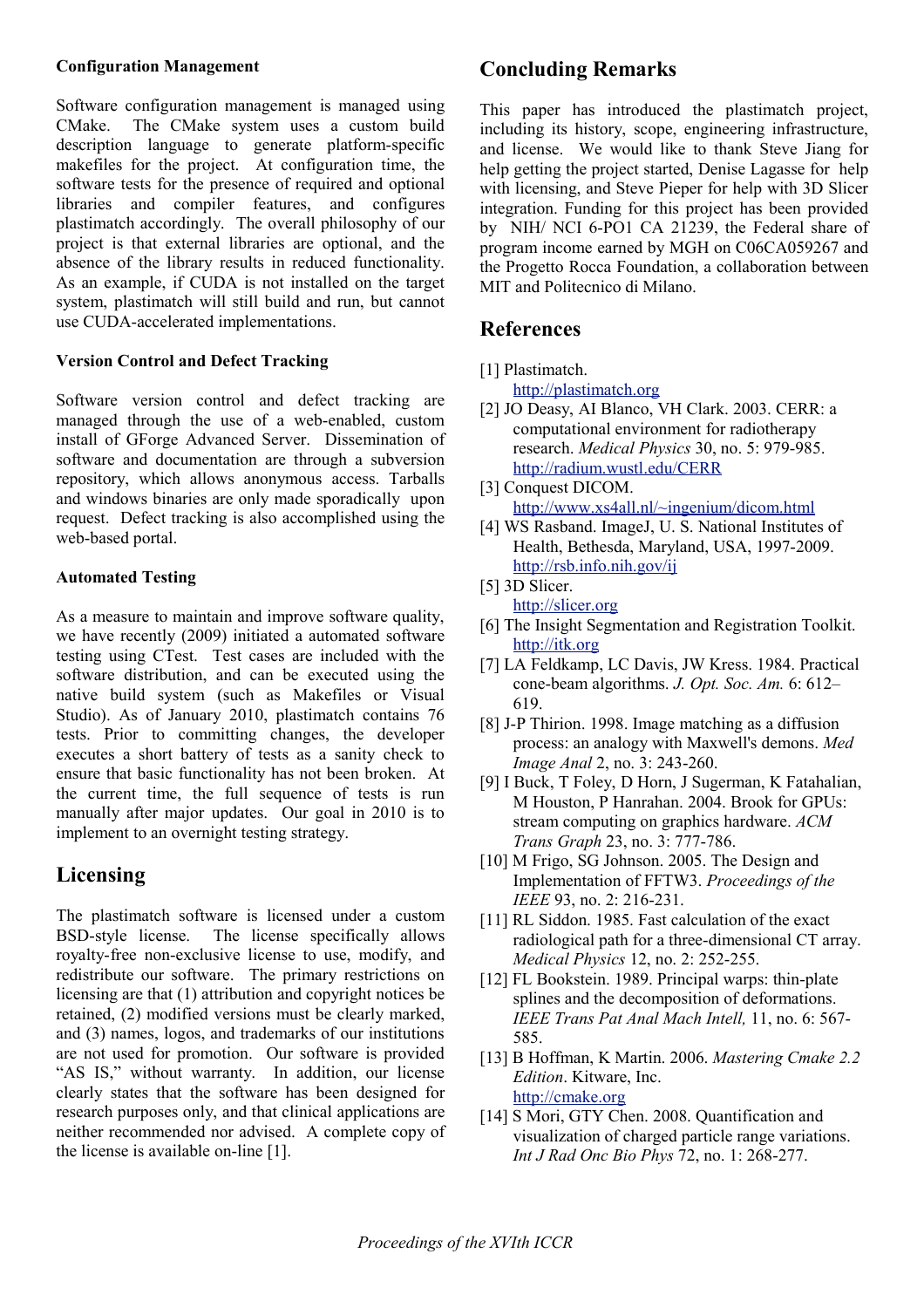#### Configuration Management

Software configuration management is managed using CMake. The CMake system uses a custom build description language to generate platform-specific makefiles for the project. At configuration time, the software tests for the presence of required and optional libraries and compiler features, and configures plastimatch accordingly. The overall philosophy of our project is that external libraries are optional, and the absence of the library results in reduced functionality. As an example, if CUDA is not installed on the target system, plastimatch will still build and run, but cannot use CUDA-accelerated implementations.

#### Version Control and Defect Tracking

Software version control and defect tracking are managed through the use of a web-enabled, custom install of GForge Advanced Server. Dissemination of software and documentation are through a subversion repository, which allows anonymous access. Tarballs and windows binaries are only made sporadically upon request. Defect tracking is also accomplished using the web-based portal.

#### Automated Testing

As a measure to maintain and improve software quality, we have recently (2009) initiated a automated software testing using CTest. Test cases are included with the software distribution, and can be executed using the native build system (such as Makefiles or Visual Studio). As of January 2010, plastimatch contains 76 tests. Prior to committing changes, the developer executes a short battery of tests as a sanity check to ensure that basic functionality has not been broken. At the current time, the full sequence of tests is run manually after major updates. Our goal in 2010 is to implement to an overnight testing strategy.

## Licensing

The plastimatch software is licensed under a custom BSD-style license. The license specifically allows royalty-free non-exclusive license to use, modify, and redistribute our software. The primary restrictions on licensing are that (1) attribution and copyright notices be retained, (2) modified versions must be clearly marked, and (3) names, logos, and trademarks of our institutions are not used for promotion. Our software is provided "AS IS," without warranty. In addition, our license clearly states that the software has been designed for research purposes only, and that clinical applications are neither recommended nor advised. A complete copy of the license is available on-line [1].

## Concluding Remarks

This paper has introduced the plastimatch project, including its history, scope, engineering infrastructure, and license. We would like to thank Steve Jiang for help getting the project started, Denise Lagasse for help with licensing, and Steve Pieper for help with 3D Slicer integration. Funding for this project has been provided by NIH/ NCI 6-PO1 CA 21239, the Federal share of program income earned by MGH on C06CA059267 and the Progetto Rocca Foundation, a collaboration between MIT and Politecnico di Milano.

## References

[1] Plastimatch. http://plastimatch.org

[2] JO Deasy, AI Blanco, VH Clark. 2003. CERR: a computational environment for radiotherapy research. *Medical Physics* 30, no. 5: 979-985. http://radium.wustl.edu/CERR

[3] Conquest DICOM. http://www.xs4all.nl/~ingenium/dicom.html

[4] WS Rasband. ImageJ, U. S. National Institutes of Health, Bethesda, Maryland, USA, 1997-2009. http://rsb.info.nih.gov/ij

[5] 3D Slicer. http://slicer.org

[6] The Insight Segmentation and Registration Toolkit. http://itk.org

[7] LA Feldkamp, LC Davis, JW Kress. 1984. Practical cone-beam algorithms. *J. Opt. Soc. Am.* 6: 612–619.

[8] J-P Thirion. 1998. Image matching as a diffusion process: an analogy with Maxwell's demons. *Med Image Anal* 2, no. 3: 243-260.

[9] I Buck, T Foley, D Horn, J Sugerman, K Fatahalian, M Houston, P Hanrahan. 2004. Brook for GPUs: stream computing on graphics hardware. *ACM Trans Graph* 23, no. 3: 777-786.

[10] M Frigo, SG Johnson. 2005. The Design and Implementation of FFTW3. *Proceedings of the IEEE* 93, no. 2: 216-231.

[11] RL Siddon. 1985. Fast calculation of the exact radiological path for a three-dimensional CT array. *Medical Physics* 12, no. 2: 252-255.

[12] FL Bookstein. 1989. Principal warps: thin-plate splines and the decomposition of deformations. *IEEE Trans Pat Anal Mach Intell,* 11, no. 6: 567-585.

[13] B Hoffman, K Martin. 2006. *Mastering Cmake 2.2 Edition*. Kitware, Inc. http://cmake.org

[14] S Mori, GTY Chen. 2008. Quantification and visualization of charged particle range variations. *Int J Rad Onc Bio Phys* 72, no. 1: 268-277.